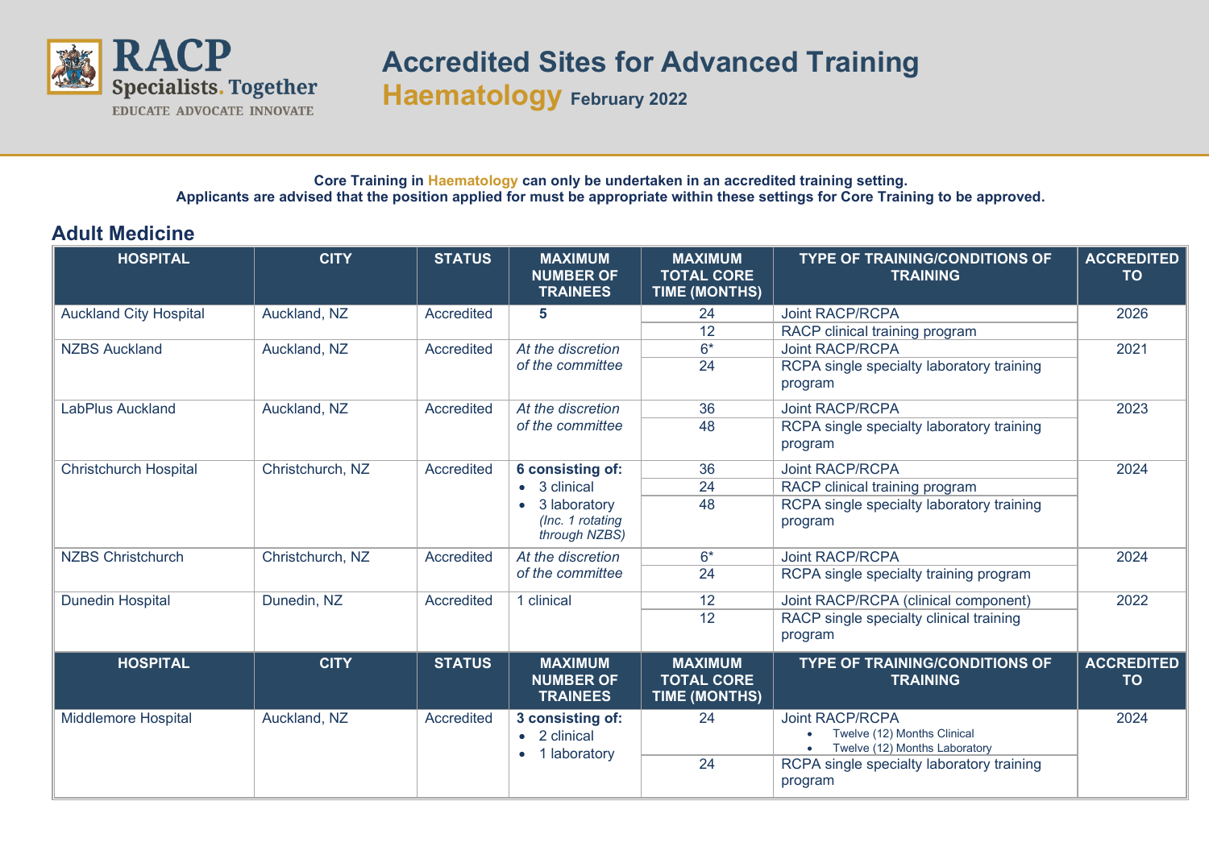# Accredited Sites for Advanced Training

## Haematology February 2022

**Core Training in Haematology can only be undertaken in an accredited training setting.**
**Applicants are advised that the position applied for must be appropriate within these settings for Core Training to be approved.**

## Adult Medicine

| HOSPITAL | CITY | STATUS | MAXIMUM NUMBER OF TRAINEES | MAXIMUM TOTAL CORE TIME (MONTHS) | TYPE OF TRAINING/CONDITIONS OF TRAINING | ACCREDITED TO |
|---|---|---|---|---|---|---|
| Auckland City Hospital | Auckland, NZ | Accredited | **5** | 24 | Joint RACP/RCPA | 2026 |
| | | | | 12 | RACP clinical training program | |
| NZBS Auckland | Auckland, NZ | Accredited | *At the discretion of the committee* | 6* | Joint RACP/RCPA | 2021 |
| | | | | 24 | RCPA single specialty laboratory training program | |
| LabPlus Auckland | Auckland, NZ | Accredited | *At the discretion of the committee* | 36 | Joint RACP/RCPA | 2023 |
| | | | | 48 | RCPA single specialty laboratory training program | |
| Christchurch Hospital | Christchurch, NZ | Accredited | **6 consisting of:** <br>• 3 clinical <br>• 3 laboratory *(Inc. 1 rotating through NZBS)* | 36 | Joint RACP/RCPA | 2024 |
| | | | | 24 | RACP clinical training program | |
| | | | | 48 | RCPA single specialty laboratory training program | |
| NZBS Christchurch | Christchurch, NZ | Accredited | *At the discretion of the committee* | 6* | Joint RACP/RCPA | 2024 |
| | | | | 24 | RCPA single specialty training program | |
| Dunedin Hospital | Dunedin, NZ | Accredited | 1 clinical | 12 | Joint RACP/RCPA (clinical component) | 2022 |
| | | | | 12 | RACP single specialty clinical training program | |
| Middlemore Hospital | Auckland, NZ | Accredited | **3 consisting of:** <br>• 2 clinical <br>• 1 laboratory | 24 | Joint RACP/RCPA <br>• Twelve (12) Months Clinical <br>• Twelve (12) Months Laboratory | 2024 |
| | | | | 24 | RCPA single specialty laboratory training program | |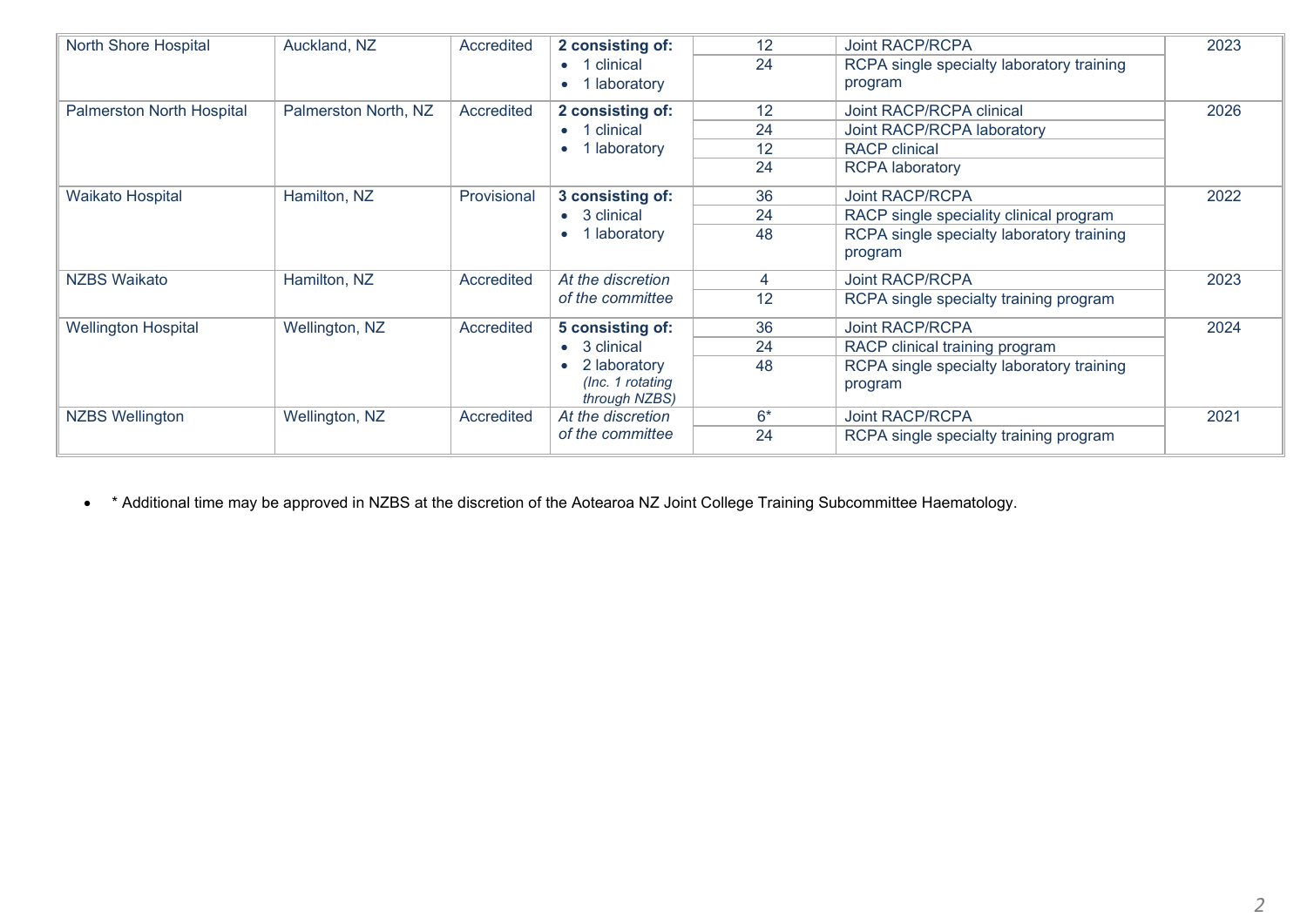| | | | | | | |
|---|---|---|---|---|---|---|
| North Shore Hospital | Auckland, NZ | Accredited | **2 consisting of:** <br>• 1 clinical <br>• 1 laboratory | 12 | Joint RACP/RCPA | 2023 |
| | | | | 24 | RCPA single specialty laboratory training program | |
| Palmerston North Hospital | Palmerston North, NZ | Accredited | **2 consisting of:** <br>• 1 clinical <br>• 1 laboratory | 12 | Joint RACP/RCPA clinical | 2026 |
| | | | | 24 | Joint RACP/RCPA laboratory | |
| | | | | 12 | RACP clinical | |
| | | | | 24 | RCPA laboratory | |
| Waikato Hospital | Hamilton, NZ | Provisional | **3 consisting of:** <br>• 3 clinical <br>• 1 laboratory | 36 | Joint RACP/RCPA | 2022 |
| | | | | 24 | RACP single speciality clinical program | |
| | | | | 48 | RCPA single specialty laboratory training program | |
| NZBS Waikato | Hamilton, NZ | Accredited | *At the discretion of the committee* | 4 | Joint RACP/RCPA | 2023 |
| | | | | 12 | RCPA single specialty training program | |
| Wellington Hospital | Wellington, NZ | Accredited | **5 consisting of:** <br>• 3 clinical <br>• 2 laboratory *(Inc. 1 rotating through NZBS)* | 36 | Joint RACP/RCPA | 2024 |
| | | | | 24 | RACP clinical training program | |
| | | | | 48 | RCPA single specialty laboratory training program | |
| NZBS Wellington | Wellington, NZ | Accredited | *At the discretion of the committee* | 6* | Joint RACP/RCPA | 2021 |
| | | | | 24 | RCPA single specialty training program | |

- * Additional time may be approved in NZBS at the discretion of the Aotearoa NZ Joint College Training Subcommittee Haematology.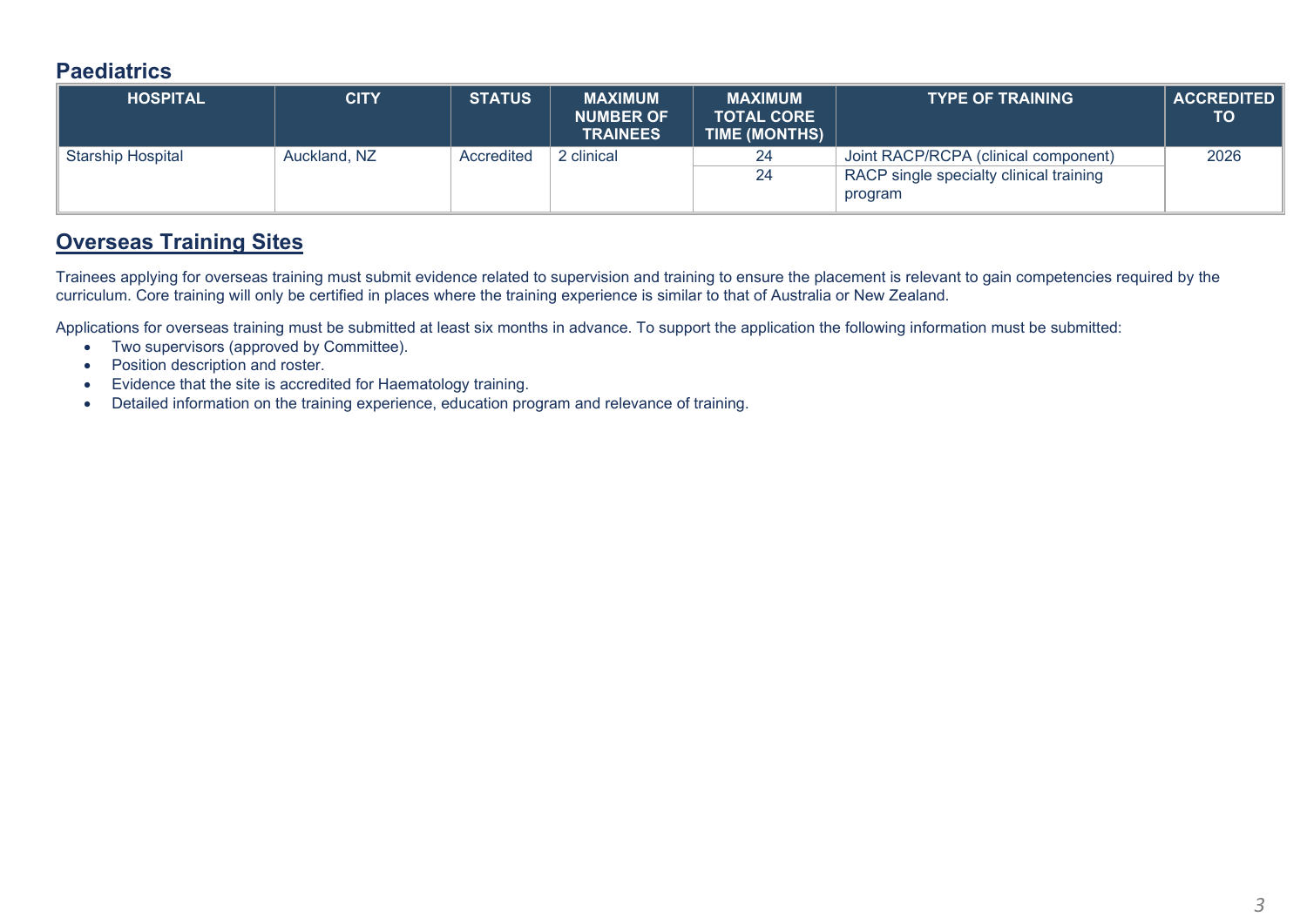## Paediatrics

| HOSPITAL | CITY | STATUS | MAXIMUM NUMBER OF TRAINEES | MAXIMUM TOTAL CORE TIME (MONTHS) | TYPE OF TRAINING | ACCREDITED TO |
|---|---|---|---|---|---|---|
| Starship Hospital | Auckland, NZ | Accredited | 2 clinical | 24 | Joint RACP/RCPA (clinical component) | 2026 |
| | | | | 24 | RACP single specialty clinical training program | |

## Overseas Training Sites

Trainees applying for overseas training must submit evidence related to supervision and training to ensure the placement is relevant to gain competencies required by the curriculum. Core training will only be certified in places where the training experience is similar to that of Australia or New Zealand.

Applications for overseas training must be submitted at least six months in advance. To support the application the following information must be submitted:

- Two supervisors (approved by Committee).
- Position description and roster.
- Evidence that the site is accredited for Haematology training.
- Detailed information on the training experience, education program and relevance of training.